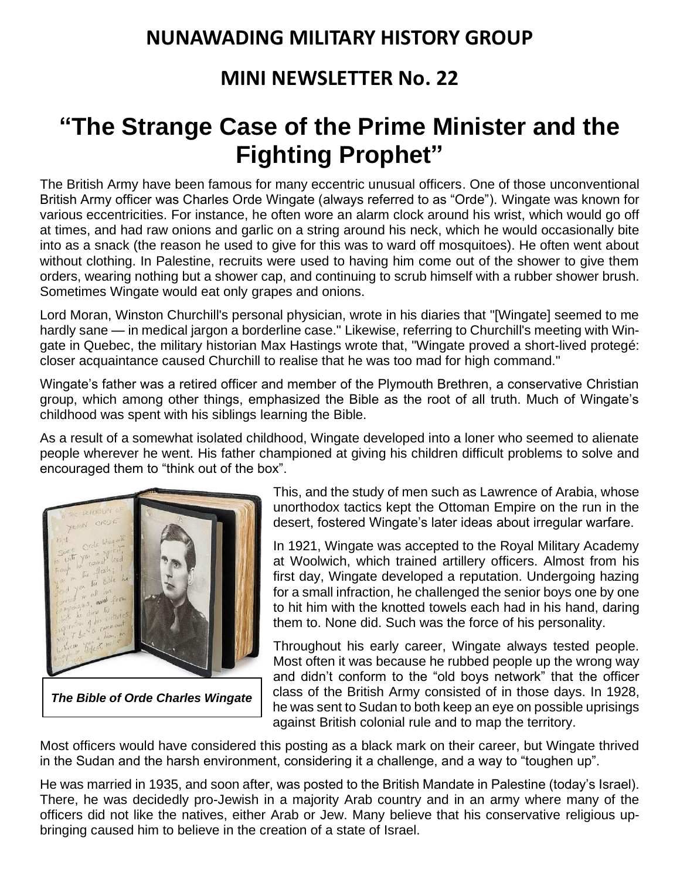## NUNAWADING MILITARY HISTORY GROUP

## MINI NEWSLETTER No. 22

# "The Strange Case of the Prime Minister and the Fighting Prophet"

The British Army have been famous for many eccentric unusual officers. One of those unconventional British Army officer was Charles Orde Wingate (always referred to as "Orde"). Wingate was known for various eccentricities. For instance, he often wore an alarm clock around his wrist, which would go off at times, and had raw onions and garlic on a string around his neck, which he would occasionally bite into as a snack (the reason he used to give for this was to ward off mosquitoes). He often went about without clothing. In Palestine, recruits were used to having him come out of the shower to give them orders, wearing nothing but a shower cap, and continuing to scrub himself with a rubber shower brush. Sometimes Wingate would eat only grapes and onions.

Lord Moran, Winston Churchill's personal physician, wrote in his diaries that "[Wingate] seemed to me hardly sane — in medical jargon a borderline case." Likewise, referring to Churchill's meeting with Wingate in Quebec, the military historian Max Hastings wrote that, "Wingate proved a short-lived protegé: closer acquaintance caused Churchill to realise that he was too mad for high command."

Wingate's father was a retired officer and member of the Plymouth Brethren, a conservative Christian group, which among other things, emphasized the Bible as the root of all truth. Much of Wingate's childhood was spent with his siblings learning the Bible.

As a result of a somewhat isolated childhood, Wingate developed into a loner who seemed to alienate people wherever he went. His father championed at giving his children difficult problems to solve and encouraged them to "think out of the box".

*The Bible of Orde Charles Wingate*

This, and the study of men such as Lawrence of Arabia, whose unorthodox tactics kept the Ottoman Empire on the run in the desert, fostered Wingate's later ideas about irregular warfare.

In 1921, Wingate was accepted to the Royal Military Academy at Woolwich, which trained artillery officers. Almost from his first day, Wingate developed a reputation. Undergoing hazing for a small infraction, he challenged the senior boys one by one to hit him with the knotted towels each had in his hand, daring them to. None did. Such was the force of his personality.

Throughout his early career, Wingate always tested people. Most often it was because he rubbed people up the wrong way and didn't conform to the "old boys network" that the officer class of the British Army consisted of in those days. In 1928, he was sent to Sudan to both keep an eye on possible uprisings against British colonial rule and to map the territory.

Most officers would have considered this posting as a black mark on their career, but Wingate thrived in the Sudan and the harsh environment, considering it a challenge, and a way to "toughen up".

He was married in 1935, and soon after, was posted to the British Mandate in Palestine (today's Israel). There, he was decidedly pro-Jewish in a majority Arab country and in an army where many of the officers did not like the natives, either Arab or Jew. Many believe that his conservative religious upbringing caused him to believe in the creation of a state of Israel.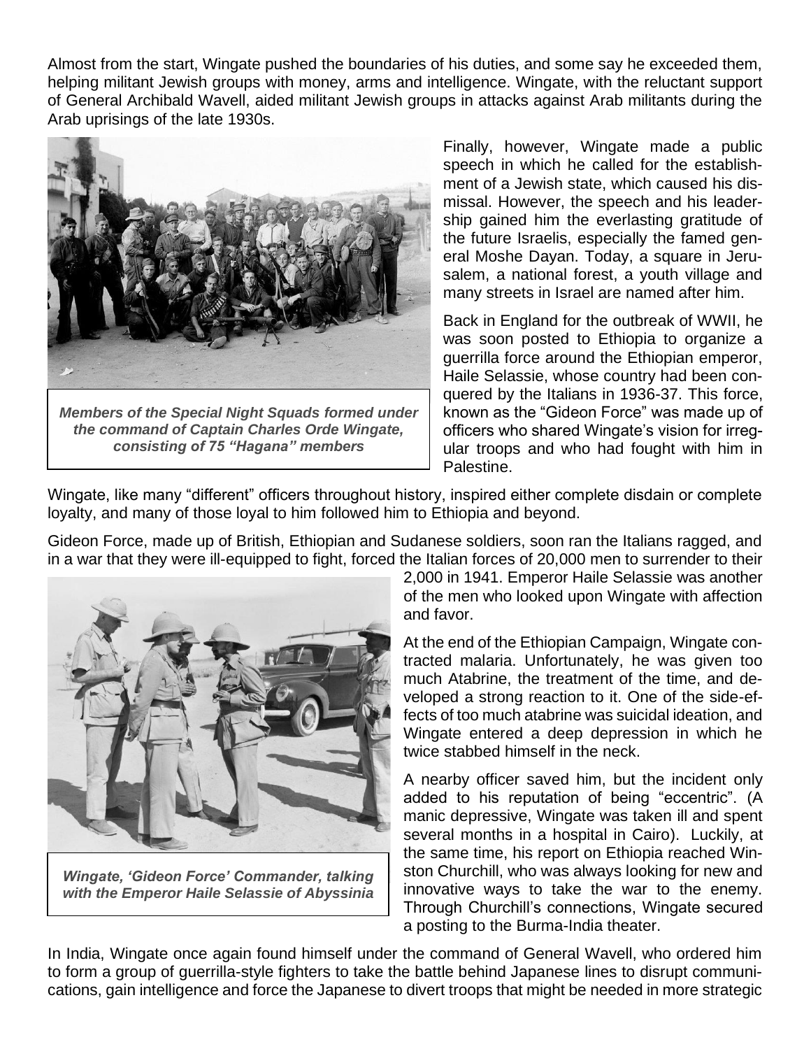Almost from the start, Wingate pushed the boundaries of his duties, and some say he exceeded them, helping militant Jewish groups with money, arms and intelligence. Wingate, with the reluctant support of General Archibald Wavell, aided militant Jewish groups in attacks against Arab militants during the Arab uprisings of the late 1930s.

*Members of the Special Night Squads formed under the command of Captain Charles Orde Wingate, consisting of 75 "Hagana" members*

Finally, however, Wingate made a public speech in which he called for the establishment of a Jewish state, which caused his dismissal. However, the speech and his leadership gained him the everlasting gratitude of the future Israelis, especially the famed general Moshe Dayan. Today, a square in Jerusalem, a national forest, a youth village and many streets in Israel are named after him.

Back in England for the outbreak of WWII, he was soon posted to Ethiopia to organize a guerrilla force around the Ethiopian emperor, Haile Selassie, whose country had been conquered by the Italians in 1936-37. This force, known as the "Gideon Force" was made up of officers who shared Wingate's vision for irregular troops and who had fought with him in Palestine.

Wingate, like many "different" officers throughout history, inspired either complete disdain or complete loyalty, and many of those loyal to him followed him to Ethiopia and beyond.

Gideon Force, made up of British, Ethiopian and Sudanese soldiers, soon ran the Italians ragged, and in a war that they were ill-equipped to fight, forced the Italian forces of 20,000 men to surrender to their 2,000 in 1941. Emperor Haile Selassie was another of the men who looked upon Wingate with affection and favor.

*Wingate, 'Gideon Force' Commander, talking with the Emperor Haile Selassie of Abyssinia*

At the end of the Ethiopian Campaign, Wingate contracted malaria. Unfortunately, he was given too much Atabrine, the treatment of the time, and developed a strong reaction to it. One of the side-effects of too much atabrine was suicidal ideation, and Wingate entered a deep depression in which he twice stabbed himself in the neck.

A nearby officer saved him, but the incident only added to his reputation of being "eccentric". (A manic depressive, Wingate was taken ill and spent several months in a hospital in Cairo). Luckily, at the same time, his report on Ethiopia reached Winston Churchill, who was always looking for new and innovative ways to take the war to the enemy. Through Churchill's connections, Wingate secured a posting to the Burma-India theater.

In India, Wingate once again found himself under the command of General Wavell, who ordered him to form a group of guerrilla-style fighters to take the battle behind Japanese lines to disrupt communications, gain intelligence and force the Japanese to divert troops that might be needed in more strategic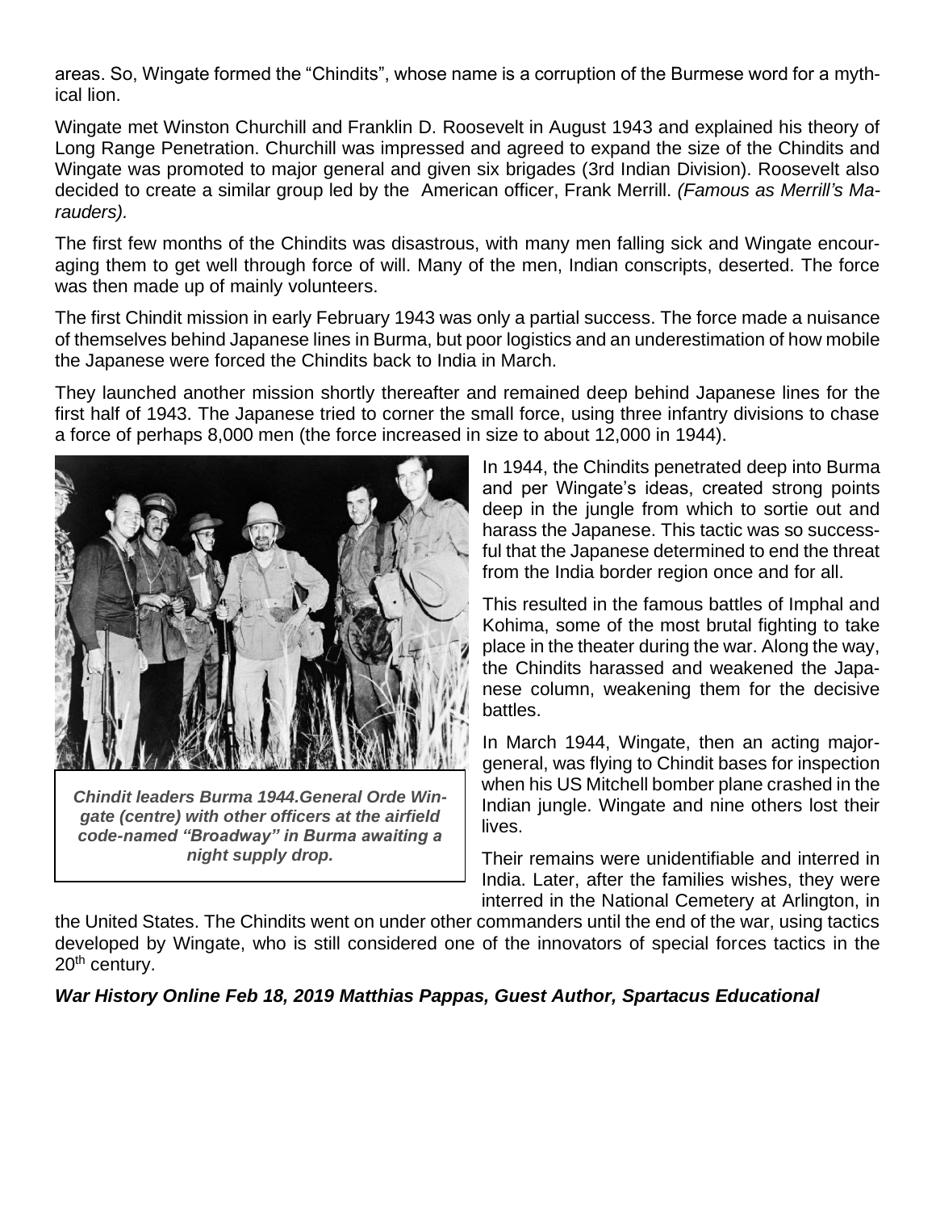areas. So, Wingate formed the "Chindits", whose name is a corruption of the Burmese word for a mythical lion.

Wingate met Winston Churchill and Franklin D. Roosevelt in August 1943 and explained his theory of Long Range Penetration. Churchill was impressed and agreed to expand the size of the Chindits and Wingate was promoted to major general and given six brigades (3rd Indian Division). Roosevelt also decided to create a similar group led by the American officer, Frank Merrill. *(Famous as Merrill's Marauders).*

The first few months of the Chindits was disastrous, with many men falling sick and Wingate encouraging them to get well through force of will. Many of the men, Indian conscripts, deserted. The force was then made up of mainly volunteers.

The first Chindit mission in early February 1943 was only a partial success. The force made a nuisance of themselves behind Japanese lines in Burma, but poor logistics and an underestimation of how mobile the Japanese were forced the Chindits back to India in March.

They launched another mission shortly thereafter and remained deep behind Japanese lines for the first half of 1943. The Japanese tried to corner the small force, using three infantry divisions to chase a force of perhaps 8,000 men (the force increased in size to about 12,000 in 1944).

***Chindit leaders Burma 1944.General Orde Wingate (centre) with other officers at the airfield code-named "Broadway" in Burma awaiting a night supply drop.***

In 1944, the Chindits penetrated deep into Burma and per Wingate's ideas, created strong points deep in the jungle from which to sortie out and harass the Japanese. This tactic was so successful that the Japanese determined to end the threat from the India border region once and for all.

This resulted in the famous battles of Imphal and Kohima, some of the most brutal fighting to take place in the theater during the war. Along the way, the Chindits harassed and weakened the Japanese column, weakening them for the decisive battles.

In March 1944, Wingate, then an acting major-general, was flying to Chindit bases for inspection when his US Mitchell bomber plane crashed in the Indian jungle. Wingate and nine others lost their lives.

Their remains were unidentifiable and interred in India. Later, after the families wishes, they were interred in the National Cemetery at Arlington, in the United States. The Chindits went on under other commanders until the end of the war, using tactics developed by Wingate, who is still considered one of the innovators of special forces tactics in the 20th century.

***War History Online Feb 18, 2019 Matthias Pappas, Guest Author, Spartacus Educational***